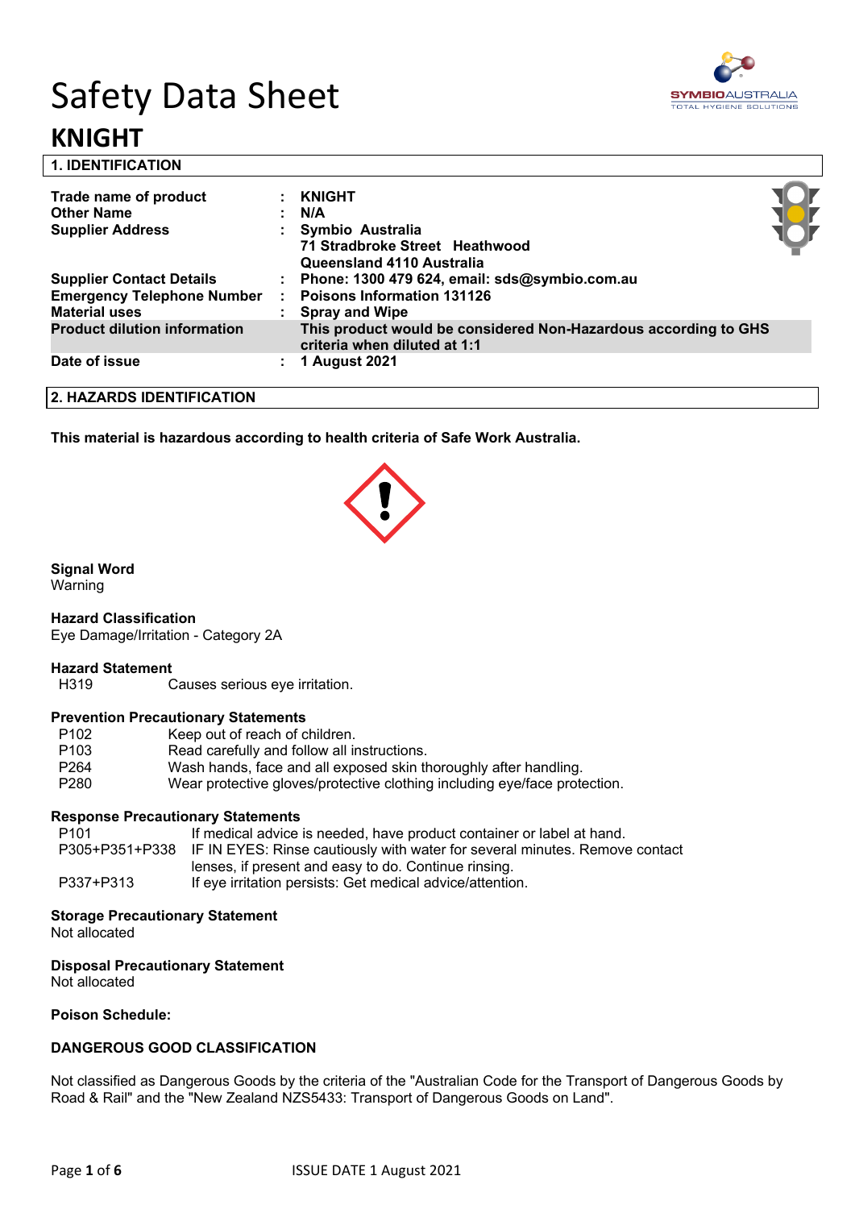# Safety Data Sheet

# KNIGHT

## 1. IDENTIFICATION

| | | |
|---|---|---|
| **Trade name of product** | : | **KNIGHT** |
| **Other Name** | : | **N/A** |
| **Supplier Address** | : | **Symbio Australia 71 Stradbroke Street Heathwood Queensland 4110 Australia** |
| **Supplier Contact Details** | : | **Phone: 1300 479 624, email: sds@symbio.com.au** |
| **Emergency Telephone Number** | : | **Poisons Information 131126** |
| **Material uses** | : | **Spray and Wipe** |
| **Product dilution information** | | **This product would be considered Non-Hazardous according to GHS criteria when diluted at 1:1** |
| **Date of issue** | : | **1 August 2021** |

## 2. HAZARDS IDENTIFICATION

**This material is hazardous according to health criteria of Safe Work Australia.**

**Signal Word**
Warning

**Hazard Classification**
Eye Damage/Irritation - Category 2A

**Hazard Statement**

| | |
|---|---|
| H319 | Causes serious eye irritation. |

**Prevention Precautionary Statements**

| | |
|---|---|
| P102 | Keep out of reach of children. |
| P103 | Read carefully and follow all instructions. |
| P264 | Wash hands, face and all exposed skin thoroughly after handling. |
| P280 | Wear protective gloves/protective clothing including eye/face protection. |

**Response Precautionary Statements**

| | |
|---|---|
| P101 | If medical advice is needed, have product container or label at hand. |
| P305+P351+P338 | IF IN EYES: Rinse cautiously with water for several minutes. Remove contact lenses, if present and easy to do. Continue rinsing. |
| P337+P313 | If eye irritation persists: Get medical advice/attention. |

**Storage Precautionary Statement**
Not allocated

**Disposal Precautionary Statement**
Not allocated

**Poison Schedule:**

**DANGEROUS GOOD CLASSIFICATION**

Not classified as Dangerous Goods by the criteria of the "Australian Code for the Transport of Dangerous Goods by Road & Rail" and the "New Zealand NZS5433: Transport of Dangerous Goods on Land".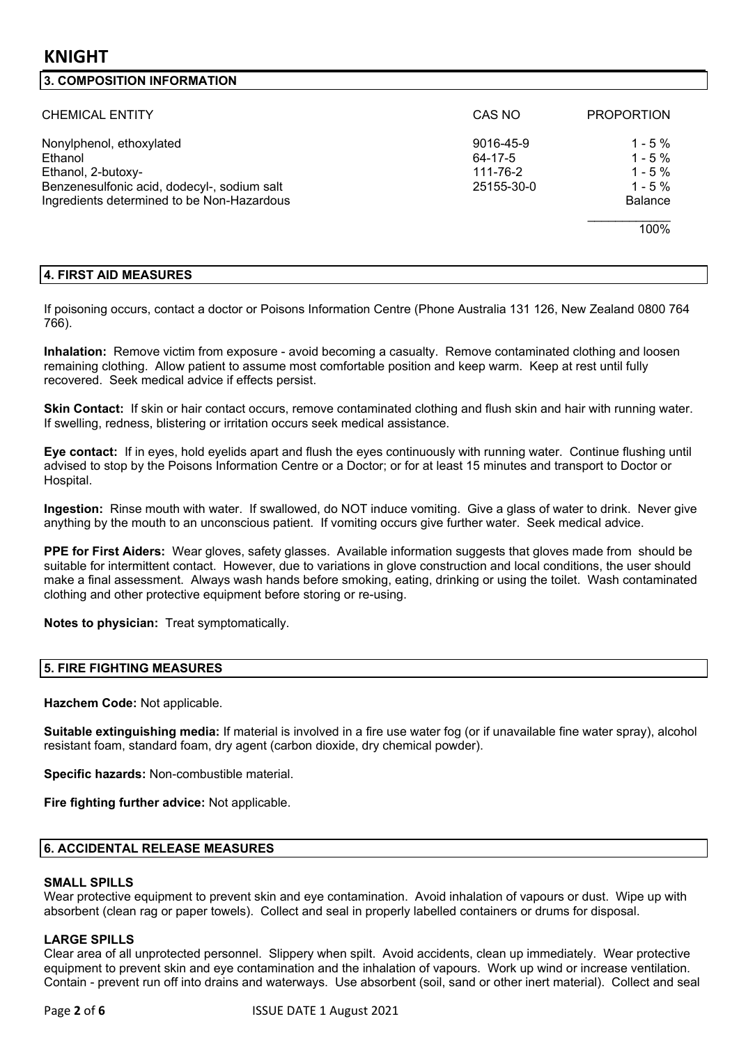## 3. COMPOSITION INFORMATION

| CHEMICAL ENTITY | CAS NO | PROPORTION |
|---|---|---|
| Nonylphenol, ethoxylated | 9016-45-9 | 1 - 5 % |
| Ethanol | 64-17-5 | 1 - 5 % |
| Ethanol, 2-butoxy- | 111-76-2 | 1 - 5 % |
| Benzenesulfonic acid, dodecyl-, sodium salt | 25155-30-0 | 1 - 5 % |
| Ingredients determined to be Non-Hazardous | | Balance |
| | | 100% |

## 4. FIRST AID MEASURES

If poisoning occurs, contact a doctor or Poisons Information Centre (Phone Australia 131 126, New Zealand 0800 764 766).

**Inhalation:** Remove victim from exposure - avoid becoming a casualty. Remove contaminated clothing and loosen remaining clothing. Allow patient to assume most comfortable position and keep warm. Keep at rest until fully recovered. Seek medical advice if effects persist.

**Skin Contact:** If skin or hair contact occurs, remove contaminated clothing and flush skin and hair with running water. If swelling, redness, blistering or irritation occurs seek medical assistance.

**Eye contact:** If in eyes, hold eyelids apart and flush the eyes continuously with running water. Continue flushing until advised to stop by the Poisons Information Centre or a Doctor; or for at least 15 minutes and transport to Doctor or Hospital.

**Ingestion:** Rinse mouth with water. If swallowed, do NOT induce vomiting. Give a glass of water to drink. Never give anything by the mouth to an unconscious patient. If vomiting occurs give further water. Seek medical advice.

**PPE for First Aiders:** Wear gloves, safety glasses. Available information suggests that gloves made from should be suitable for intermittent contact. However, due to variations in glove construction and local conditions, the user should make a final assessment. Always wash hands before smoking, eating, drinking or using the toilet. Wash contaminated clothing and other protective equipment before storing or re-using.

**Notes to physician:** Treat symptomatically.

## 5. FIRE FIGHTING MEASURES

**Hazchem Code:** Not applicable.

**Suitable extinguishing media:** If material is involved in a fire use water fog (or if unavailable fine water spray), alcohol resistant foam, standard foam, dry agent (carbon dioxide, dry chemical powder).

**Specific hazards:** Non-combustible material.

**Fire fighting further advice:** Not applicable.

## 6. ACCIDENTAL RELEASE MEASURES

### SMALL SPILLS

Wear protective equipment to prevent skin and eye contamination. Avoid inhalation of vapours or dust. Wipe up with absorbent (clean rag or paper towels). Collect and seal in properly labelled containers or drums for disposal.

### LARGE SPILLS

Clear area of all unprotected personnel. Slippery when spilt. Avoid accidents, clean up immediately. Wear protective equipment to prevent skin and eye contamination and the inhalation of vapours. Work up wind or increase ventilation. Contain - prevent run off into drains and waterways. Use absorbent (soil, sand or other inert material). Collect and seal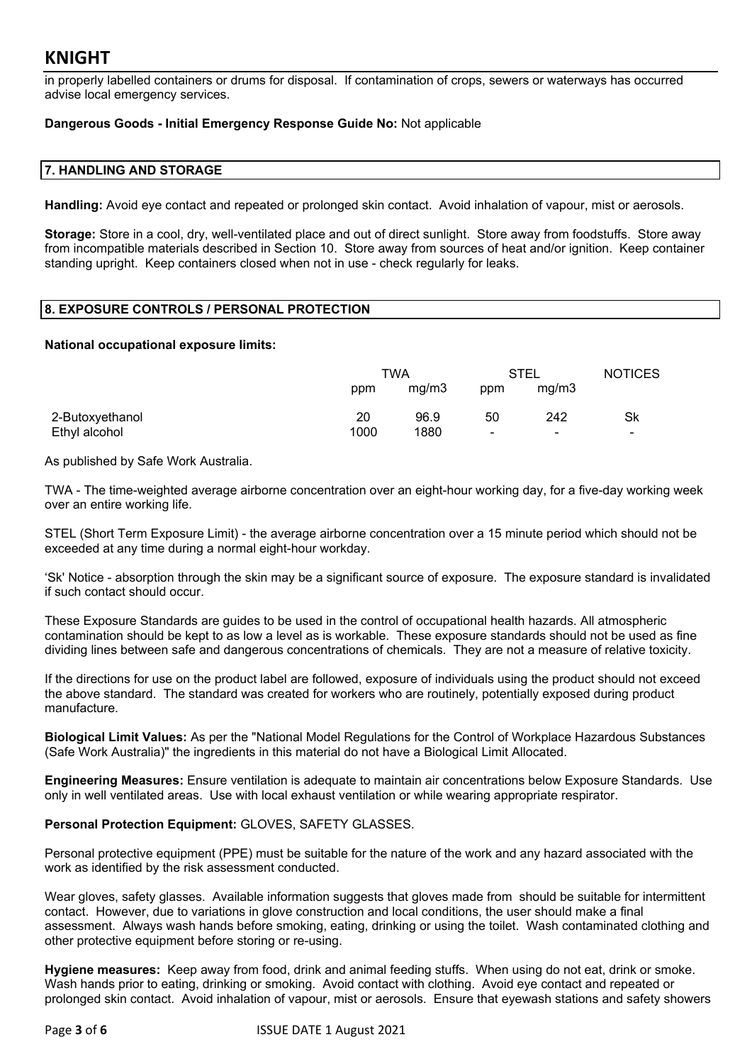in properly labelled containers or drums for disposal. If contamination of crops, sewers or waterways has occurred advise local emergency services.

**Dangerous Goods - Initial Emergency Response Guide No:** Not applicable

## 7. HANDLING AND STORAGE

**Handling:** Avoid eye contact and repeated or prolonged skin contact. Avoid inhalation of vapour, mist or aerosols.

**Storage:** Store in a cool, dry, well-ventilated place and out of direct sunlight. Store away from foodstuffs. Store away from incompatible materials described in Section 10. Store away from sources of heat and/or ignition. Keep container standing upright. Keep containers closed when not in use - check regularly for leaks.

## 8. EXPOSURE CONTROLS / PERSONAL PROTECTION

**National occupational exposure limits:**

| | TWA | | STEL | | NOTICES |
|---|---|---|---|---|---|
| | ppm | mg/m3 | ppm | mg/m3 | |
| 2-Butoxyethanol | 20 | 96.9 | 50 | 242 | Sk |
| Ethyl alcohol | 1000 | 1880 | - | - | - |

As published by Safe Work Australia.

TWA - The time-weighted average airborne concentration over an eight-hour working day, for a five-day working week over an entire working life.

STEL (Short Term Exposure Limit) - the average airborne concentration over a 15 minute period which should not be exceeded at any time during a normal eight-hour workday.

'Sk' Notice - absorption through the skin may be a significant source of exposure. The exposure standard is invalidated if such contact should occur.

These Exposure Standards are guides to be used in the control of occupational health hazards. All atmospheric contamination should be kept to as low a level as is workable. These exposure standards should not be used as fine dividing lines between safe and dangerous concentrations of chemicals. They are not a measure of relative toxicity.

If the directions for use on the product label are followed, exposure of individuals using the product should not exceed the above standard. The standard was created for workers who are routinely, potentially exposed during product manufacture.

**Biological Limit Values:** As per the "National Model Regulations for the Control of Workplace Hazardous Substances (Safe Work Australia)" the ingredients in this material do not have a Biological Limit Allocated.

**Engineering Measures:** Ensure ventilation is adequate to maintain air concentrations below Exposure Standards. Use only in well ventilated areas. Use with local exhaust ventilation or while wearing appropriate respirator.

**Personal Protection Equipment:** GLOVES, SAFETY GLASSES.

Personal protective equipment (PPE) must be suitable for the nature of the work and any hazard associated with the work as identified by the risk assessment conducted.

Wear gloves, safety glasses. Available information suggests that gloves made from should be suitable for intermittent contact. However, due to variations in glove construction and local conditions, the user should make a final assessment. Always wash hands before smoking, eating, drinking or using the toilet. Wash contaminated clothing and other protective equipment before storing or re-using.

**Hygiene measures:** Keep away from food, drink and animal feeding stuffs. When using do not eat, drink or smoke. Wash hands prior to eating, drinking or smoking. Avoid contact with clothing. Avoid eye contact and repeated or prolonged skin contact. Avoid inhalation of vapour, mist or aerosols. Ensure that eyewash stations and safety showers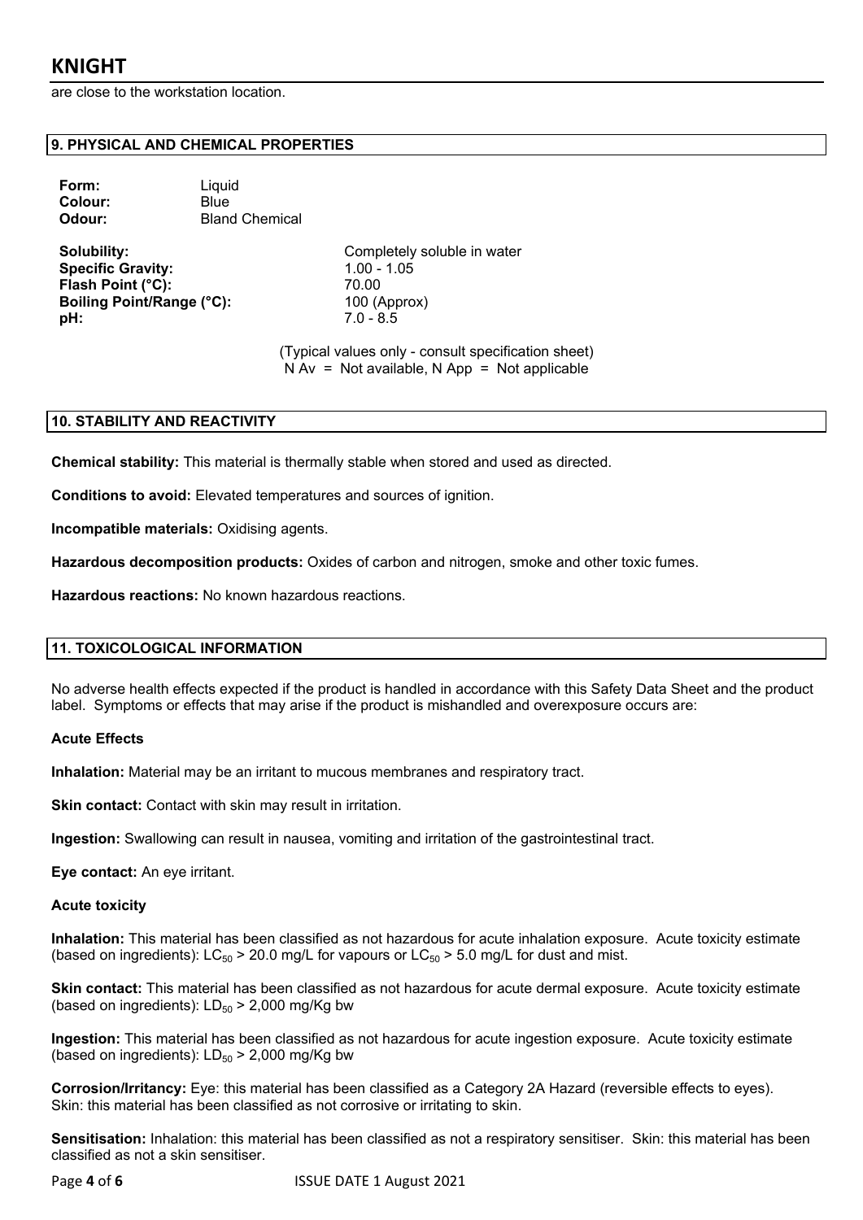are close to the workstation location.

## 9. PHYSICAL AND CHEMICAL PROPERTIES

**Form:** Liquid
**Colour:** Blue
**Odour:** Bland Chemical

**Solubility:** Completely soluble in water
**Specific Gravity:** 1.00 - 1.05
**Flash Point (°C):** 70.00
**Boiling Point/Range (°C):** 100 (Approx)
**pH:** 7.0 - 8.5

(Typical values only - consult specification sheet)
N Av = Not available, N App = Not applicable

## 10. STABILITY AND REACTIVITY

**Chemical stability:** This material is thermally stable when stored and used as directed.

**Conditions to avoid:** Elevated temperatures and sources of ignition.

**Incompatible materials:** Oxidising agents.

**Hazardous decomposition products:** Oxides of carbon and nitrogen, smoke and other toxic fumes.

**Hazardous reactions:** No known hazardous reactions.

## 11. TOXICOLOGICAL INFORMATION

No adverse health effects expected if the product is handled in accordance with this Safety Data Sheet and the product label. Symptoms or effects that may arise if the product is mishandled and overexposure occurs are:

**Acute Effects**

**Inhalation:** Material may be an irritant to mucous membranes and respiratory tract.

**Skin contact:** Contact with skin may result in irritation.

**Ingestion:** Swallowing can result in nausea, vomiting and irritation of the gastrointestinal tract.

**Eye contact:** An eye irritant.

**Acute toxicity**

**Inhalation:** This material has been classified as not hazardous for acute inhalation exposure. Acute toxicity estimate (based on ingredients): $LC_{50}$ > 20.0 mg/L for vapours or $LC_{50}$ > 5.0 mg/L for dust and mist.

**Skin contact:** This material has been classified as not hazardous for acute dermal exposure. Acute toxicity estimate (based on ingredients): $LD_{50}$ > 2,000 mg/Kg bw

**Ingestion:** This material has been classified as not hazardous for acute ingestion exposure. Acute toxicity estimate (based on ingredients): $LD_{50}$ > 2,000 mg/Kg bw

**Corrosion/Irritancy:** Eye: this material has been classified as a Category 2A Hazard (reversible effects to eyes). Skin: this material has been classified as not corrosive or irritating to skin.

**Sensitisation:** Inhalation: this material has been classified as not a respiratory sensitiser. Skin: this material has been classified as not a skin sensitiser.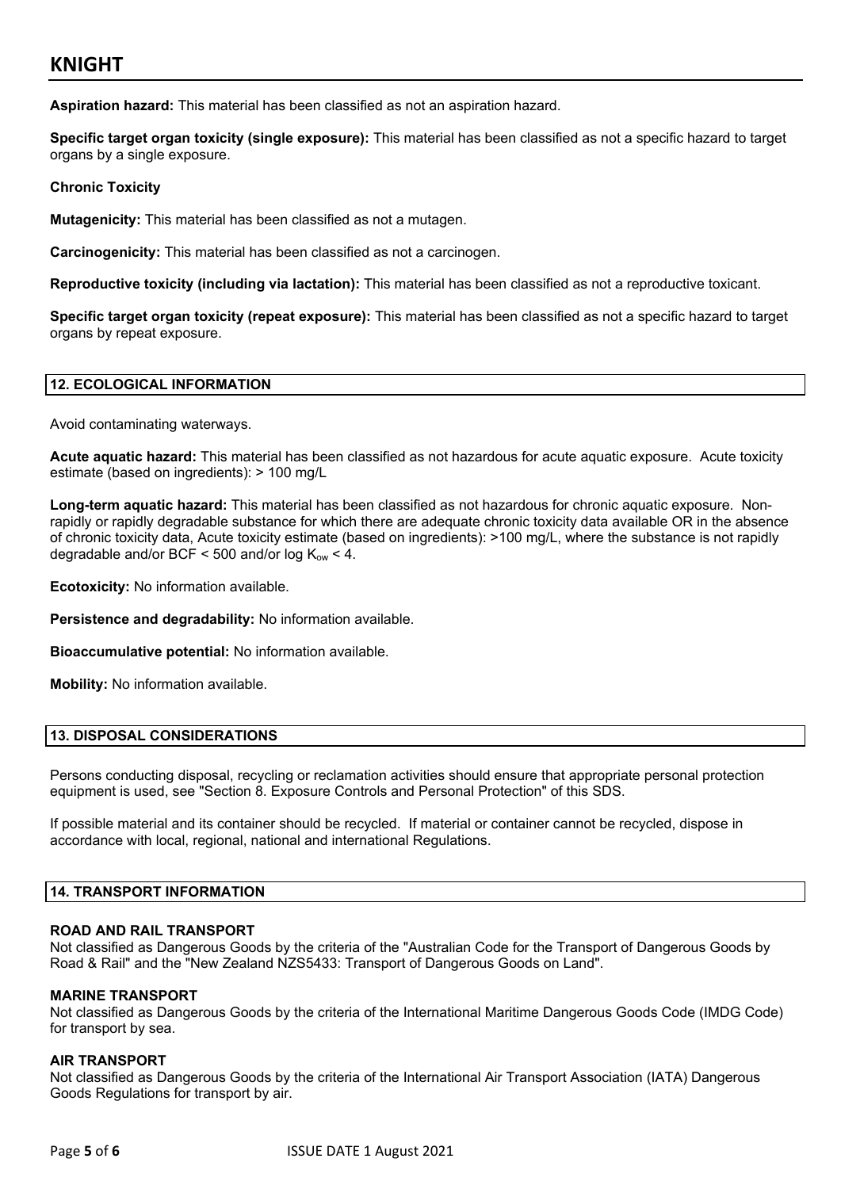**Aspiration hazard:** This material has been classified as not an aspiration hazard.

**Specific target organ toxicity (single exposure):** This material has been classified as not a specific hazard to target organs by a single exposure.

**Chronic Toxicity**

**Mutagenicity:** This material has been classified as not a mutagen.

**Carcinogenicity:** This material has been classified as not a carcinogen.

**Reproductive toxicity (including via lactation):** This material has been classified as not a reproductive toxicant.

**Specific target organ toxicity (repeat exposure):** This material has been classified as not a specific hazard to target organs by repeat exposure.

## 12. ECOLOGICAL INFORMATION

Avoid contaminating waterways.

**Acute aquatic hazard:** This material has been classified as not hazardous for acute aquatic exposure. Acute toxicity estimate (based on ingredients): > 100 mg/L

**Long-term aquatic hazard:** This material has been classified as not hazardous for chronic aquatic exposure. Non-rapidly or rapidly degradable substance for which there are adequate chronic toxicity data available OR in the absence of chronic toxicity data, Acute toxicity estimate (based on ingredients): >100 mg/L, where the substance is not rapidly degradable and/or BCF < 500 and/or log $K_{ow}$ < 4.

**Ecotoxicity:** No information available.

**Persistence and degradability:** No information available.

**Bioaccumulative potential:** No information available.

**Mobility:** No information available.

## 13. DISPOSAL CONSIDERATIONS

Persons conducting disposal, recycling or reclamation activities should ensure that appropriate personal protection equipment is used, see "Section 8. Exposure Controls and Personal Protection" of this SDS.

If possible material and its container should be recycled. If material or container cannot be recycled, dispose in accordance with local, regional, national and international Regulations.

## 14. TRANSPORT INFORMATION

**ROAD AND RAIL TRANSPORT**

Not classified as Dangerous Goods by the criteria of the "Australian Code for the Transport of Dangerous Goods by Road & Rail" and the "New Zealand NZS5433: Transport of Dangerous Goods on Land".

**MARINE TRANSPORT**

Not classified as Dangerous Goods by the criteria of the International Maritime Dangerous Goods Code (IMDG Code) for transport by sea.

**AIR TRANSPORT**

Not classified as Dangerous Goods by the criteria of the International Air Transport Association (IATA) Dangerous Goods Regulations for transport by air.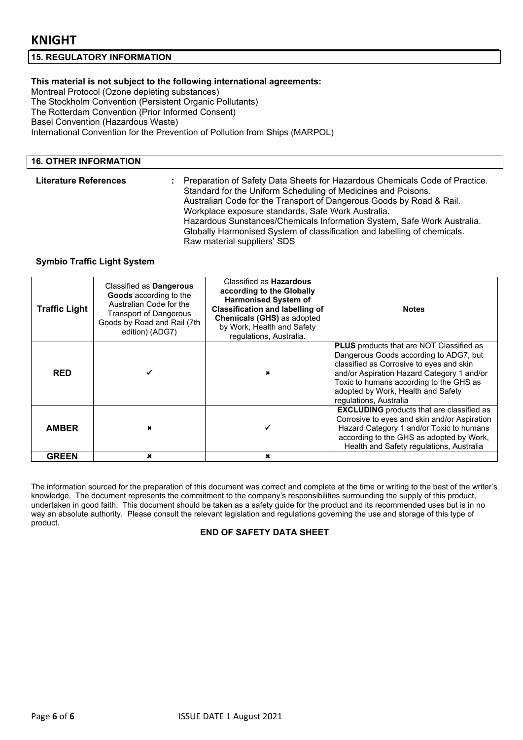## 15. REGULATORY INFORMATION

**This material is not subject to the following international agreements:**

Montreal Protocol (Ozone depleting substances)
The Stockholm Convention (Persistent Organic Pollutants)
The Rotterdam Convention (Prior Informed Consent)
Basel Convention (Hazardous Waste)
International Convention for the Prevention of Pollution from Ships (MARPOL)

## 16. OTHER INFORMATION

**Literature References** : Preparation of Safety Data Sheets for Hazardous Chemicals Code of Practice.
Standard for the Uniform Scheduling of Medicines and Poisons.
Australian Code for the Transport of Dangerous Goods by Road & Rail.
Workplace exposure standards, Safe Work Australia.
Hazardous Sunstances/Chemicals Information System, Safe Work Australia.
Globally Harmonised System of classification and labelling of chemicals.
Raw material suppliers' SDS

**Symbio Traffic Light System**

| Traffic Light | Classified as **Dangerous Goods** according to the Australian Code for the Transport of Dangerous Goods by Road and Rail (7th edition) (ADG7) | Classified as **Hazardous according to the Globally Harmonised System of Classification and labelling of Chemicals (GHS)** as adopted by Work, Health and Safety regulations, Australia. | Notes |
|---|---|---|---|
| **RED** | ✓ | ✗ | **PLUS** products that are NOT Classified as Dangerous Goods according to ADG7, but classified as Corrosive to eyes and skin and/or Aspiration Hazard Category 1 and/or Toxic to humans according to the GHS as adopted by Work, Health and Safety regulations, Australia |
| **AMBER** | ✗ | ✓ | **EXCLUDING** products that are classified as Corrosive to eyes and skin and/or Aspiration Hazard Category 1 and/or Toxic to humans according to the GHS as adopted by Work, Health and Safety regulations, Australia |
| **GREEN** | ✗ | ✗ | |

The information sourced for the preparation of this document was correct and complete at the time or writing to the best of the writer's knowledge. The document represents the commitment to the company's responsibilities surrounding the supply of this product, undertaken in good faith. This document should be taken as a safety guide for the product and its recommended uses but is in no way an absolute authority. Please consult the relevant legislation and regulations governing the use and storage of this type of product.

**END OF SAFETY DATA SHEET**